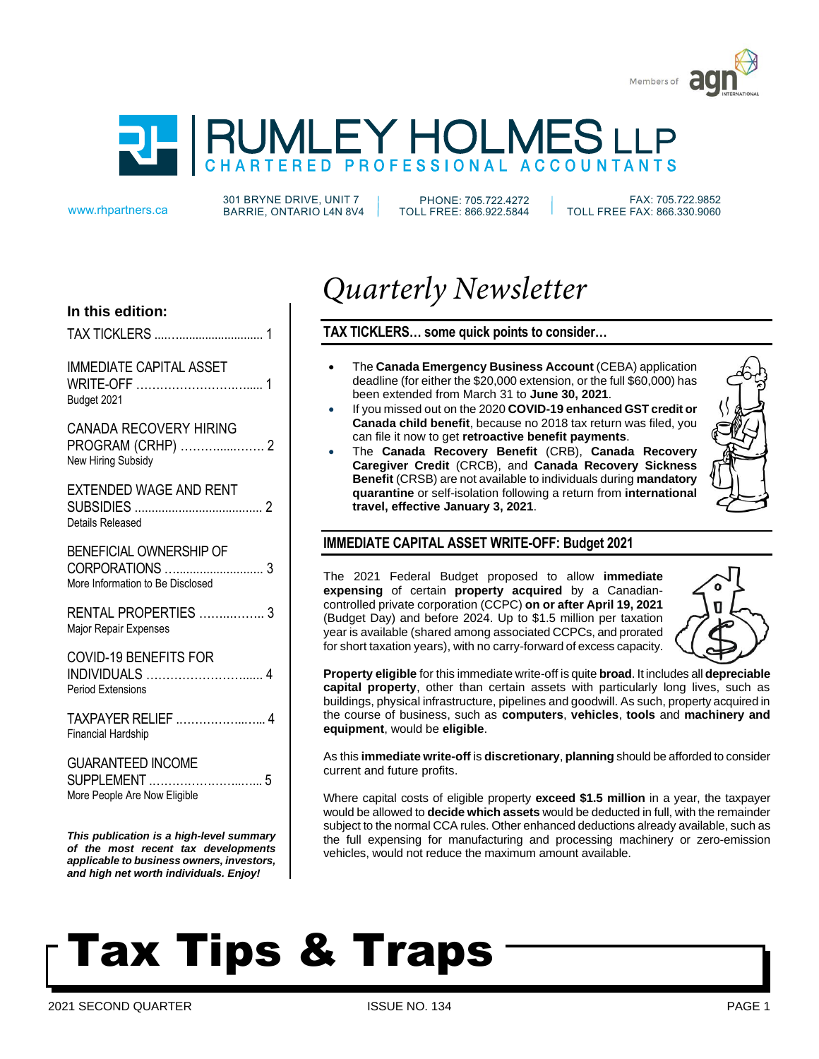Members of agn INTERNATIONAL

# RUMLEY HOLMES LLP

CHARTERED PROFESSIONAL ACCOUNTANTS

www.rhpartners.ca

301 BRYNE DRIVE, UNIT 7
BARRIE, ONTARIO L4N 8V4

PHONE: 705.722.4272
TOLL FREE: 866.922.5844

FAX: 705.722.9852
TOLL FREE FAX: 866.330.9060

**In this edition:**

TAX TICKLERS ..... 1

IMMEDIATE CAPITAL ASSET WRITE-OFF ..... 1
Budget 2021

CANADA RECOVERY HIRING PROGRAM (CRHP) ..... 2
New Hiring Subsidy

EXTENDED WAGE AND RENT SUBSIDIES ..... 2
Details Released

BENEFICIAL OWNERSHIP OF CORPORATIONS ..... 3
More Information to Be Disclosed

RENTAL PROPERTIES ..... 3
Major Repair Expenses

COVID-19 BENEFITS FOR INDIVIDUALS ..... 4
Period Extensions

TAXPAYER RELIEF ..... 4
Financial Hardship

GUARANTEED INCOME SUPPLEMENT ..... 5
More People Are Now Eligible

***This publication is a high-level summary of the most recent tax developments applicable to business owners, investors, and high net worth individuals. Enjoy!***

# *Quarterly Newsletter*

## TAX TICKLERS… some quick points to consider…

- The **Canada Emergency Business Account** (CEBA) application deadline (for either the $20,000 extension, or the full $60,000) has been extended from March 31 to **June 30, 2021**.
- If you missed out on the 2020 **COVID-19 enhanced GST credit or Canada child benefit**, because no 2018 tax return was filed, you can file it now to get **retroactive benefit payments**.
- The **Canada Recovery Benefit** (CRB), **Canada Recovery Caregiver Credit** (CRCB), and **Canada Recovery Sickness Benefit** (CRSB) are not available to individuals during **mandatory quarantine** or self-isolation following a return from **international travel, effective January 3, 2021**.

## IMMEDIATE CAPITAL ASSET WRITE-OFF: Budget 2021

The 2021 Federal Budget proposed to allow **immediate expensing** of certain **property acquired** by a Canadian-controlled private corporation (CCPC) **on or after April 19, 2021** (Budget Day) and before 2024. Up to $1.5 million per taxation year is available (shared among associated CCPCs, and prorated for short taxation years), with no carry-forward of excess capacity.

**Property eligible** for this immediate write-off is quite **broad**. It includes all **depreciable capital property**, other than certain assets with particularly long lives, such as buildings, physical infrastructure, pipelines and goodwill. As such, property acquired in the course of business, such as **computers**, **vehicles**, **tools** and **machinery and equipment**, would be **eligible**.

As this **immediate write-off** is **discretionary**, **planning** should be afforded to consider current and future profits.

Where capital costs of eligible property **exceed $1.5 million** in a year, the taxpayer would be allowed to **decide which assets** would be deducted in full, with the remainder subject to the normal CCA rules. Other enhanced deductions already available, such as the full expensing for manufacturing and processing machinery or zero-emission vehicles, would not reduce the maximum amount available.

# Tax Tips & Traps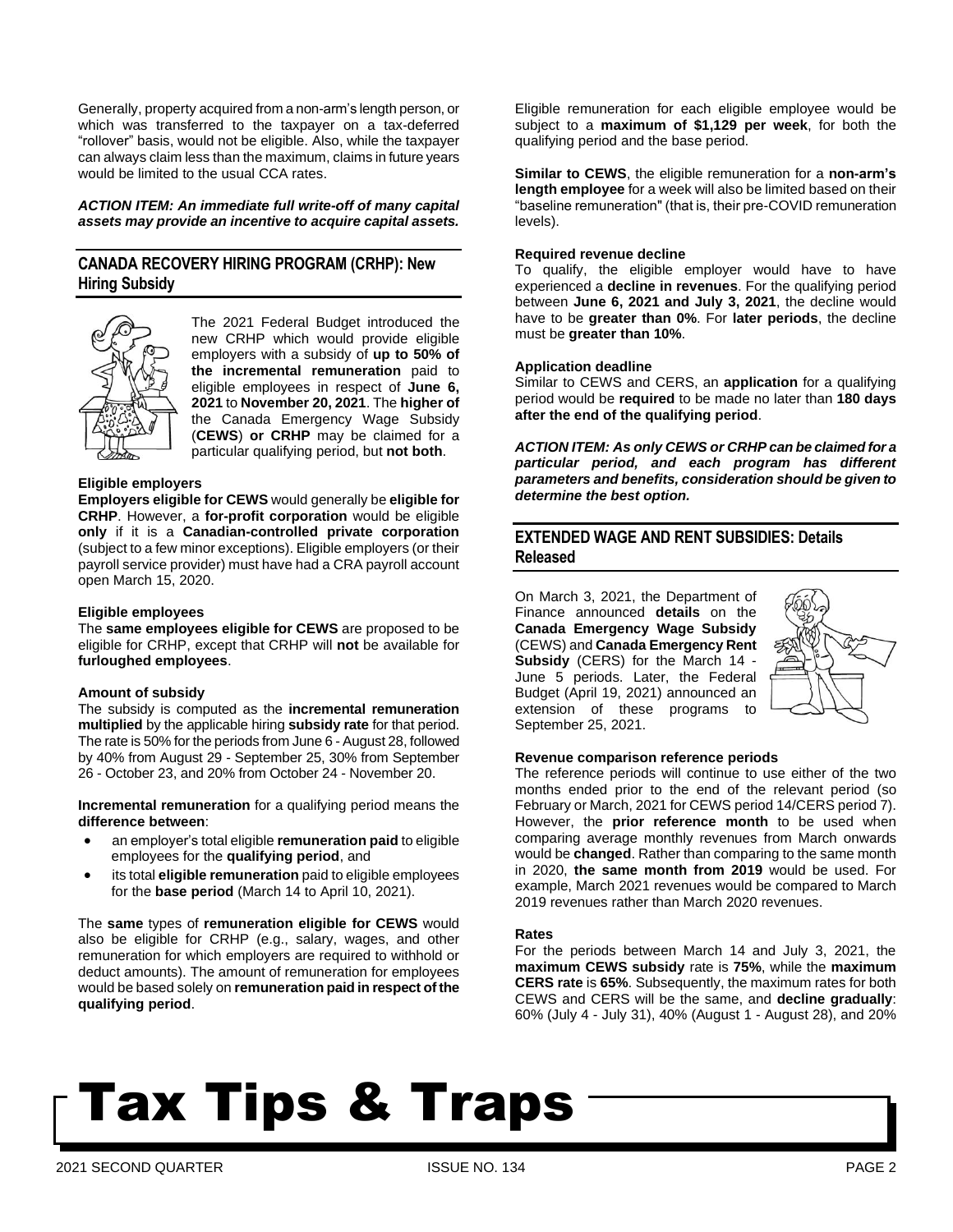Generally, property acquired from a non-arm's length person, or which was transferred to the taxpayer on a tax-deferred "rollover" basis, would not be eligible. Also, while the taxpayer can always claim less than the maximum, claims in future years would be limited to the usual CCA rates.

***ACTION ITEM: An immediate full write-off of many capital assets may provide an incentive to acquire capital assets.***

## CANADA RECOVERY HIRING PROGRAM (CRHP): New Hiring Subsidy

The 2021 Federal Budget introduced the new CRHP which would provide eligible employers with a subsidy of **up to 50% of the incremental remuneration** paid to eligible employees in respect of **June 6, 2021** to **November 20, 2021**. The **higher of** the Canada Emergency Wage Subsidy (**CEWS**) **or CRHP** may be claimed for a particular qualifying period, but **not both**.

**Eligible employers**

**Employers eligible for CEWS** would generally be **eligible for CRHP**. However, a **for-profit corporation** would be eligible **only** if it is a **Canadian-controlled private corporation** (subject to a few minor exceptions). Eligible employers (or their payroll service provider) must have had a CRA payroll account open March 15, 2020.

**Eligible employees**

The **same employees eligible for CEWS** are proposed to be eligible for CRHP, except that CRHP will **not** be available for **furloughed employees**.

**Amount of subsidy**

The subsidy is computed as the **incremental remuneration multiplied** by the applicable hiring **subsidy rate** for that period. The rate is 50% for the periods from June 6 - August 28, followed by 40% from August 29 - September 25, 30% from September 26 - October 23, and 20% from October 24 - November 20.

**Incremental remuneration** for a qualifying period means the **difference between**:

- an employer's total eligible **remuneration paid** to eligible employees for the **qualifying period**, and
- its total **eligible remuneration** paid to eligible employees for the **base period** (March 14 to April 10, 2021).

The **same** types of **remuneration eligible for CEWS** would also be eligible for CRHP (e.g., salary, wages, and other remuneration for which employers are required to withhold or deduct amounts). The amount of remuneration for employees would be based solely on **remuneration paid in respect of the qualifying period**.

Eligible remuneration for each eligible employee would be subject to a **maximum of $1,129 per week**, for both the qualifying period and the base period.

**Similar to CEWS**, the eligible remuneration for a **non-arm's length employee** for a week will also be limited based on their "baseline remuneration" (that is, their pre-COVID remuneration levels).

**Required revenue decline**

To qualify, the eligible employer would have to have experienced a **decline in revenues**. For the qualifying period between **June 6, 2021 and July 3, 2021**, the decline would have to be **greater than 0%**. For **later periods**, the decline must be **greater than 10%**.

**Application deadline**

Similar to CEWS and CERS, an **application** for a qualifying period would be **required** to be made no later than **180 days after the end of the qualifying period**.

***ACTION ITEM: As only CEWS or CRHP can be claimed for a particular period, and each program has different parameters and benefits, consideration should be given to determine the best option.***

## EXTENDED WAGE AND RENT SUBSIDIES: Details Released

On March 3, 2021, the Department of Finance announced **details** on the **Canada Emergency Wage Subsidy** (CEWS) and **Canada Emergency Rent Subsidy** (CERS) for the March 14 - June 5 periods. Later, the Federal Budget (April 19, 2021) announced an extension of these programs to September 25, 2021.

**Revenue comparison reference periods**

The reference periods will continue to use either of the two months ended prior to the end of the relevant period (so February or March, 2021 for CEWS period 14/CERS period 7). However, the **prior reference month** to be used when comparing average monthly revenues from March onwards would be **changed**. Rather than comparing to the same month in 2020, **the same month from 2019** would be used. For example, March 2021 revenues would be compared to March 2019 revenues rather than March 2020 revenues.

**Rates**

For the periods between March 14 and July 3, 2021, the **maximum CEWS subsidy** rate is **75%**, while the **maximum CERS rate** is **65%**. Subsequently, the maximum rates for both CEWS and CERS will be the same, and **decline gradually**: 60% (July 4 - July 31), 40% (August 1 - August 28), and 20%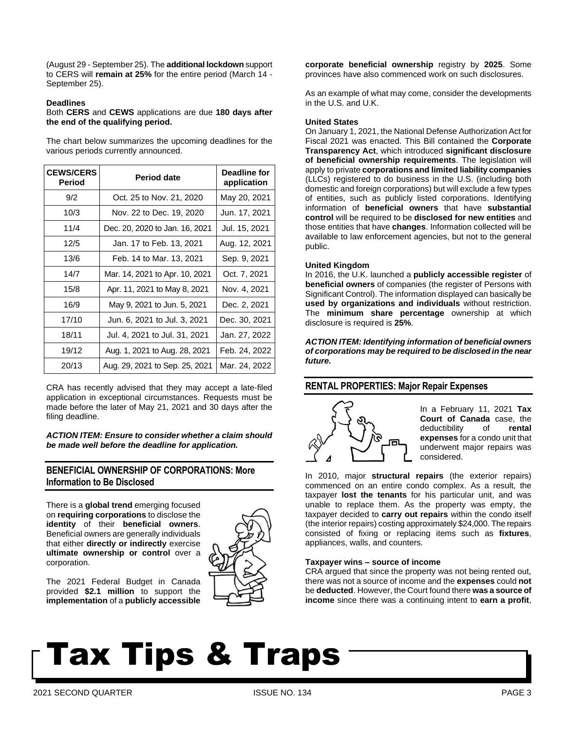(August 29 - September 25). The **additional lockdown** support to CERS will **remain at 25%** for the entire period (March 14 - September 25).

**Deadlines**

Both **CERS** and **CEWS** applications are due **180 days after the end of the qualifying period.**

The chart below summarizes the upcoming deadlines for the various periods currently announced.

| CEWS/CERS Period | Period date | Deadline for application |
|---|---|---|
| 9/2 | Oct. 25 to Nov. 21, 2020 | May 20, 2021 |
| 10/3 | Nov. 22 to Dec. 19, 2020 | Jun. 17, 2021 |
| 11/4 | Dec. 20, 2020 to Jan. 16, 2021 | Jul. 15, 2021 |
| 12/5 | Jan. 17 to Feb. 13, 2021 | Aug. 12, 2021 |
| 13/6 | Feb. 14 to Mar. 13, 2021 | Sep. 9, 2021 |
| 14/7 | Mar. 14, 2021 to Apr. 10, 2021 | Oct. 7, 2021 |
| 15/8 | Apr. 11, 2021 to May 8, 2021 | Nov. 4, 2021 |
| 16/9 | May 9, 2021 to Jun. 5, 2021 | Dec. 2, 2021 |
| 17/10 | Jun. 6, 2021 to Jul. 3, 2021 | Dec. 30, 2021 |
| 18/11 | Jul. 4, 2021 to Jul. 31, 2021 | Jan. 27, 2022 |
| 19/12 | Aug. 1, 2021 to Aug. 28, 2021 | Feb. 24, 2022 |
| 20/13 | Aug. 29, 2021 to Sep. 25, 2021 | Mar. 24, 2022 |

CRA has recently advised that they may accept a late-filed application in exceptional circumstances. Requests must be made before the later of May 21, 2021 and 30 days after the filing deadline.

***ACTION ITEM: Ensure to consider whether a claim should be made well before the deadline for application.***

## BENEFICIAL OWNERSHIP OF CORPORATIONS: More Information to Be Disclosed

There is a **global trend** emerging focused on **requiring corporations** to disclose the **identity** of their **beneficial owners**. Beneficial owners are generally individuals that either **directly or indirectly** exercise **ultimate ownership or control** over a corporation.

The 2021 Federal Budget in Canada provided **$2.1 million** to support the **implementation** of a **publicly accessible corporate beneficial ownership** registry by **2025**. Some provinces have also commenced work on such disclosures.

As an example of what may come, consider the developments in the U.S. and U.K.

**United States**

On January 1, 2021, the National Defense Authorization Act for Fiscal 2021 was enacted. This Bill contained the **Corporate Transparency Act**, which introduced **significant disclosure of beneficial ownership requirements**. The legislation will apply to private **corporations and limited liability companies** (LLCs) registered to do business in the U.S. (including both domestic and foreign corporations) but will exclude a few types of entities, such as publicly listed corporations. Identifying information of **beneficial owners** that have **substantial control** will be required to be **disclosed for new entities** and those entities that have **changes**. Information collected will be available to law enforcement agencies, but not to the general public.

**United Kingdom**

In 2016, the U.K. launched a **publicly accessible register** of **beneficial owners** of companies (the register of Persons with Significant Control). The information displayed can basically be **used by organizations and individuals** without restriction. The **minimum share percentage** ownership at which disclosure is required is **25%**.

***ACTION ITEM: Identifying information of beneficial owners of corporations may be required to be disclosed in the near future.***

## RENTAL PROPERTIES: Major Repair Expenses

In a February 11, 2021 **Tax Court of Canada** case, the deductibility of **rental expenses** for a condo unit that underwent major repairs was considered.

In 2010, major **structural repairs** (the exterior repairs) commenced on an entire condo complex. As a result, the taxpayer **lost the tenants** for his particular unit, and was unable to replace them. As the property was empty, the taxpayer decided to **carry out repairs** within the condo itself (the interior repairs) costing approximately $24,000. The repairs consisted of fixing or replacing items such as **fixtures**, appliances, walls, and counters.

**Taxpayer wins – source of income**

CRA argued that since the property was not being rented out, there was not a source of income and the **expenses** could **not** be **deducted**. However, the Court found there **was a source of income** since there was a continuing intent to **earn a profit**,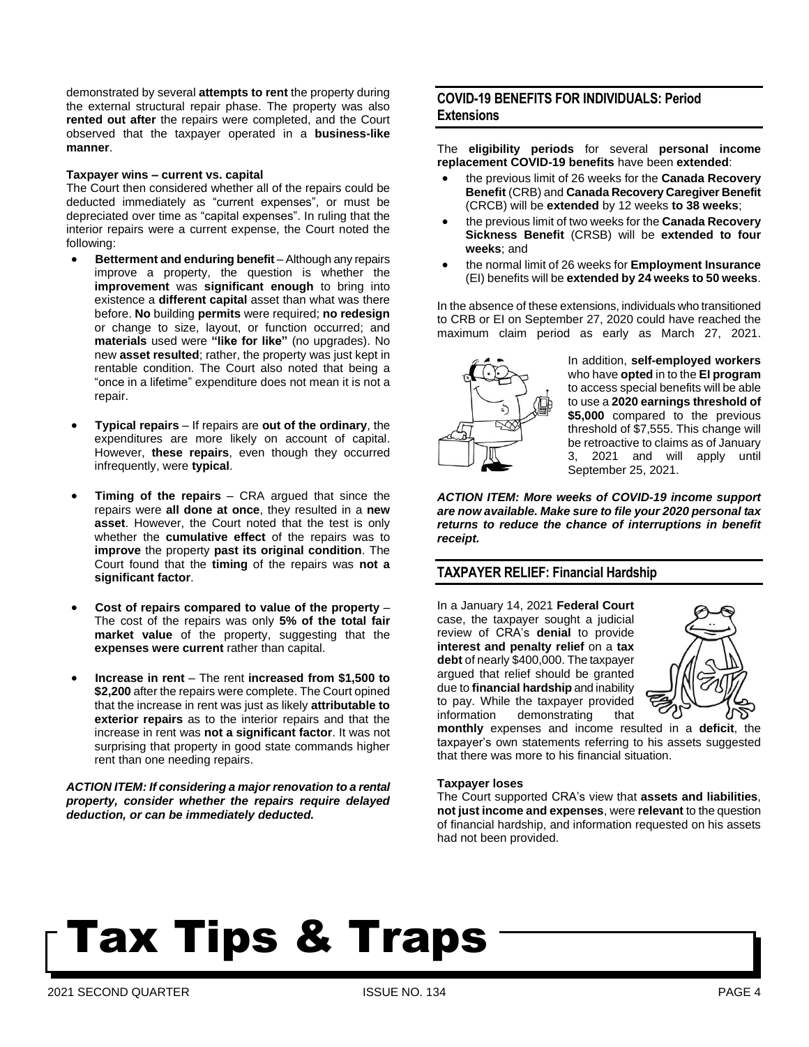demonstrated by several **attempts to rent** the property during the external structural repair phase. The property was also **rented out after** the repairs were completed, and the Court observed that the taxpayer operated in a **business-like manner**.

**Taxpayer wins – current vs. capital**

The Court then considered whether all of the repairs could be deducted immediately as "current expenses", or must be depreciated over time as "capital expenses". In ruling that the interior repairs were a current expense, the Court noted the following:

- **Betterment and enduring benefit** – Although any repairs improve a property, the question is whether the **improvement** was **significant enough** to bring into existence a **different capital** asset than what was there before. **No** building **permits** were required; **no redesign** or change to size, layout, or function occurred; and **materials** used were **"like for like"** (no upgrades). No new **asset resulted**; rather, the property was just kept in rentable condition. The Court also noted that being a "once in a lifetime" expenditure does not mean it is not a repair.

- **Typical repairs** – If repairs are **out of the ordinary**, the expenditures are more likely on account of capital. However, **these repairs**, even though they occurred infrequently, were **typical**.

- **Timing of the repairs** – CRA argued that since the repairs were **all done at once**, they resulted in a **new asset**. However, the Court noted that the test is only whether the **cumulative effect** of the repairs was to **improve** the property **past its original condition**. The Court found that the **timing** of the repairs was **not a significant factor**.

- **Cost of repairs compared to value of the property** – The cost of the repairs was only **5% of the total fair market value** of the property, suggesting that the **expenses were current** rather than capital.

- **Increase in rent** – The rent **increased from $1,500 to $2,200** after the repairs were complete. The Court opined that the increase in rent was just as likely **attributable to exterior repairs** as to the interior repairs and that the increase in rent was **not a significant factor**. It was not surprising that property in good state commands higher rent than one needing repairs.

***ACTION ITEM: If considering a major renovation to a rental property, consider whether the repairs require delayed deduction, or can be immediately deducted.***

## COVID-19 BENEFITS FOR INDIVIDUALS: Period Extensions

The **eligibility periods** for several **personal income replacement COVID-19 benefits** have been **extended**:

- the previous limit of 26 weeks for the **Canada Recovery Benefit** (CRB) and **Canada Recovery Caregiver Benefit** (CRCB) will be **extended** by 12 weeks **to 38 weeks**;
- the previous limit of two weeks for the **Canada Recovery Sickness Benefit** (CRSB) will be **extended to four weeks**; and
- the normal limit of 26 weeks for **Employment Insurance** (EI) benefits will be **extended by 24 weeks to 50 weeks**.

In the absence of these extensions, individuals who transitioned to CRB or EI on September 27, 2020 could have reached the maximum claim period as early as March 27, 2021.

In addition, **self-employed workers** who have **opted** in to the **EI program** to access special benefits will be able to use a **2020 earnings threshold of $5,000** compared to the previous threshold of $7,555. This change will be retroactive to claims as of January 3, 2021 and will apply until September 25, 2021.

***ACTION ITEM: More weeks of COVID-19 income support are now available. Make sure to file your 2020 personal tax returns to reduce the chance of interruptions in benefit receipt.***

## TAXPAYER RELIEF: Financial Hardship

In a January 14, 2021 **Federal Court** case, the taxpayer sought a judicial review of CRA's **denial** to provide **interest and penalty relief** on a **tax debt** of nearly $400,000. The taxpayer argued that relief should be granted due to **financial hardship** and inability to pay. While the taxpayer provided information demonstrating that **monthly** expenses and income resulted in a **deficit**, the taxpayer's own statements referring to his assets suggested that there was more to his financial situation.

**Taxpayer loses**

The Court supported CRA's view that **assets and liabilities**, **not just income and expenses**, were **relevant** to the question of financial hardship, and information requested on his assets had not been provided.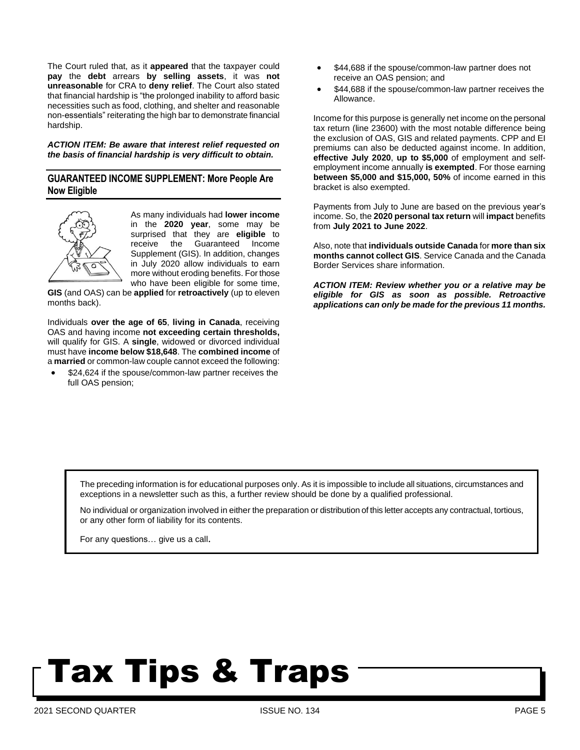The Court ruled that, as it **appeared** that the taxpayer could **pay** the **debt** arrears **by selling assets**, it was **not unreasonable** for CRA to **deny relief**. The Court also stated that financial hardship is "the prolonged inability to afford basic necessities such as food, clothing, and shelter and reasonable non-essentials" reiterating the high bar to demonstrate financial hardship.

***ACTION ITEM: Be aware that interest relief requested on the basis of financial hardship is very difficult to obtain.***

## GUARANTEED INCOME SUPPLEMENT: More People Are Now Eligible

As many individuals had **lower income** in the **2020 year**, some may be surprised that they are **eligible** to receive the Guaranteed Income Supplement (GIS). In addition, changes in July 2020 allow individuals to earn more without eroding benefits. For those who have been eligible for some time, **GIS** (and OAS) can be **applied** for **retroactively** (up to eleven months back).

Individuals **over the age of 65**, **living in Canada**, receiving OAS and having income **not exceeding certain thresholds,** will qualify for GIS. A **single**, widowed or divorced individual must have **income below $18,648**. The **combined income** of a **married** or common-law couple cannot exceed the following:

- $24,624 if the spouse/common-law partner receives the full OAS pension;
- $44,688 if the spouse/common-law partner does not receive an OAS pension; and
- $44,688 if the spouse/common-law partner receives the Allowance.

Income for this purpose is generally net income on the personal tax return (line 23600) with the most notable difference being the exclusion of OAS, GIS and related payments. CPP and EI premiums can also be deducted against income. In addition, **effective July 2020**, **up to $5,000** of employment and self-employment income annually **is exempted**. For those earning **between $5,000 and $15,000, 50%** of income earned in this bracket is also exempted.

Payments from July to June are based on the previous year's income. So, the **2020 personal tax return** will **impact** benefits from **July 2021 to June 2022**.

Also, note that **individuals outside Canada** for **more than six months cannot collect GIS**. Service Canada and the Canada Border Services share information.

***ACTION ITEM: Review whether you or a relative may be eligible for GIS as soon as possible. Retroactive applications can only be made for the previous 11 months.***

---

The preceding information is for educational purposes only. As it is impossible to include all situations, circumstances and exceptions in a newsletter such as this, a further review should be done by a qualified professional.

No individual or organization involved in either the preparation or distribution of this letter accepts any contractual, tortious, or any other form of liability for its contents.

For any questions… give us a call**.**